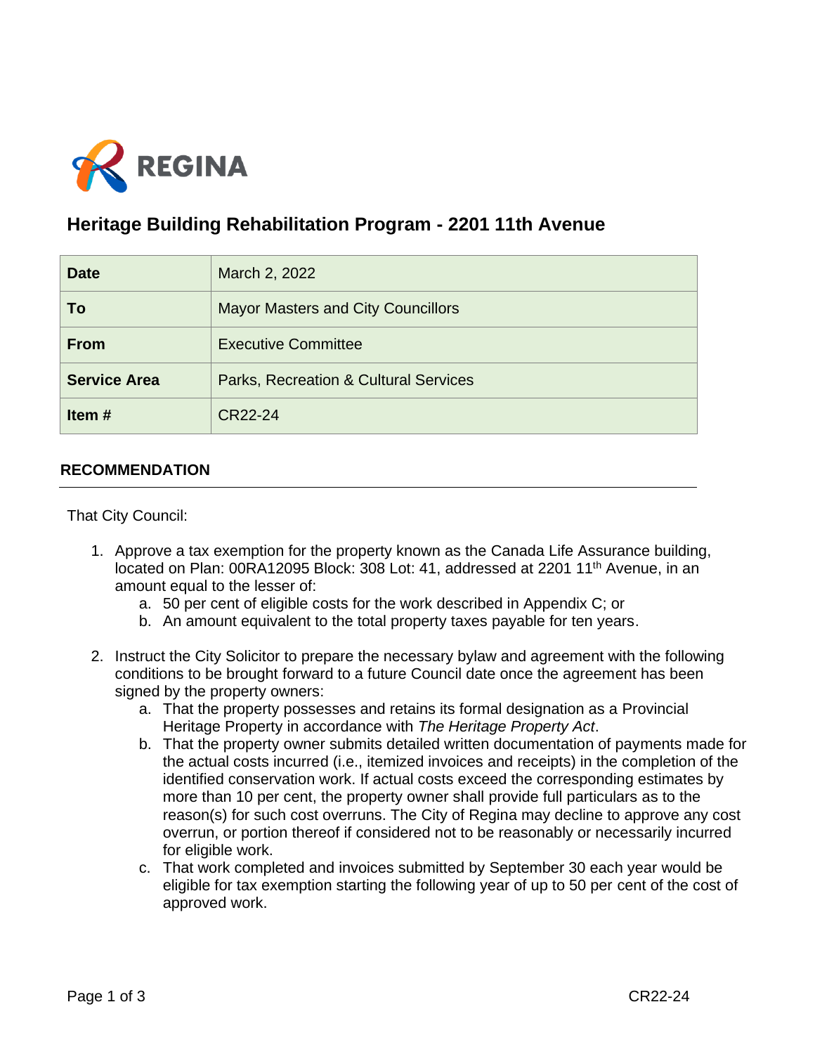REGINA

# Heritage Building Rehabilitation Program - 2201 11th Avenue

| Date | March 2, 2022 |
| --- | --- |
| To | Mayor Masters and City Councillors |
| From | Executive Committee |
| Service Area | Parks, Recreation & Cultural Services |
| Item # | CR22-24 |

## RECOMMENDATION

That City Council:

1. Approve a tax exemption for the property known as the Canada Life Assurance building, located on Plan: 00RA12095 Block: 308 Lot: 41, addressed at 2201 11th Avenue, in an amount equal to the lesser of:
   a. 50 per cent of eligible costs for the work described in Appendix C; or
   b. An amount equivalent to the total property taxes payable for ten years.

2. Instruct the City Solicitor to prepare the necessary bylaw and agreement with the following conditions to be brought forward to a future Council date once the agreement has been signed by the property owners:
   a. That the property possesses and retains its formal designation as a Provincial Heritage Property in accordance with *The Heritage Property Act*.
   b. That the property owner submits detailed written documentation of payments made for the actual costs incurred (i.e., itemized invoices and receipts) in the completion of the identified conservation work. If actual costs exceed the corresponding estimates by more than 10 per cent, the property owner shall provide full particulars as to the reason(s) for such cost overruns. The City of Regina may decline to approve any cost overrun, or portion thereof if considered not to be reasonably or necessarily incurred for eligible work.
   c. That work completed and invoices submitted by September 30 each year would be eligible for tax exemption starting the following year of up to 50 per cent of the cost of approved work.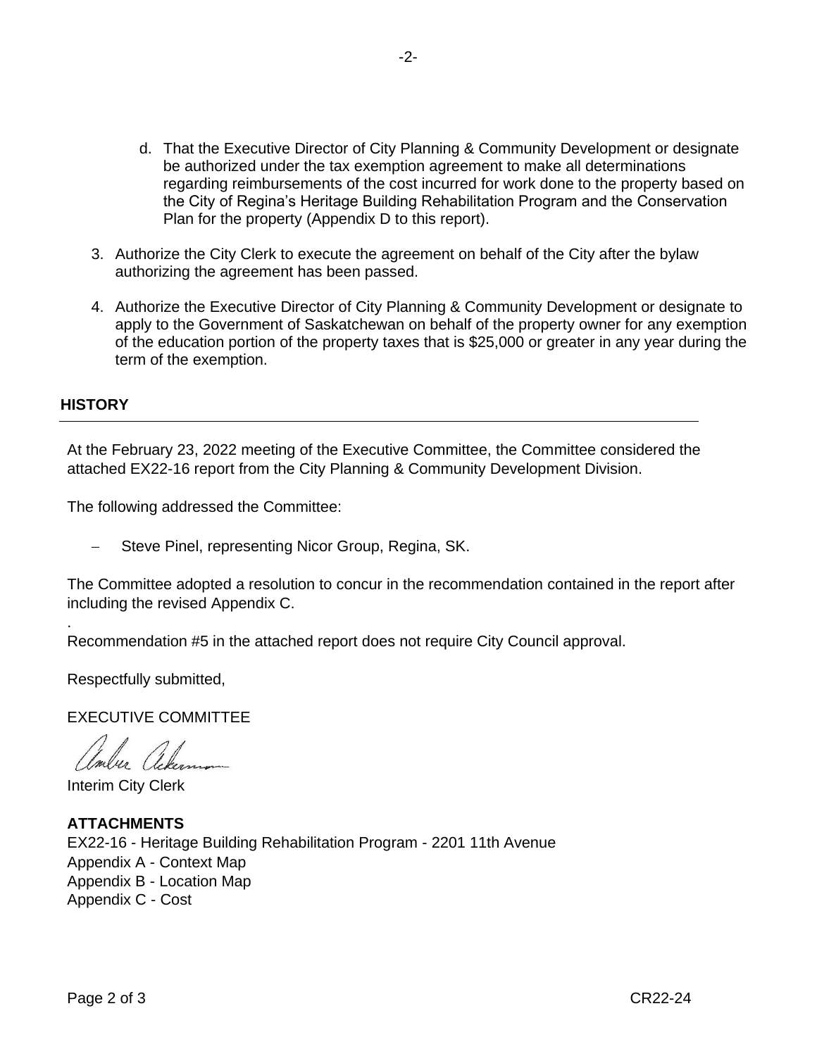d. That the Executive Director of City Planning & Community Development or designate be authorized under the tax exemption agreement to make all determinations regarding reimbursements of the cost incurred for work done to the property based on the City of Regina's Heritage Building Rehabilitation Program and the Conservation Plan for the property (Appendix D to this report).

3. Authorize the City Clerk to execute the agreement on behalf of the City after the bylaw authorizing the agreement has been passed.

4. Authorize the Executive Director of City Planning & Community Development or designate to apply to the Government of Saskatchewan on behalf of the property owner for any exemption of the education portion of the property taxes that is $25,000 or greater in any year during the term of the exemption.

## HISTORY

At the February 23, 2022 meeting of the Executive Committee, the Committee considered the attached EX22-16 report from the City Planning & Community Development Division.

The following addressed the Committee:

- Steve Pinel, representing Nicor Group, Regina, SK.

The Committee adopted a resolution to concur in the recommendation contained in the report after including the revised Appendix C.

.
Recommendation #5 in the attached report does not require City Council approval.

Respectfully submitted,

EXECUTIVE COMMITTEE

Interim City Clerk

**ATTACHMENTS**

EX22-16 - Heritage Building Rehabilitation Program - 2201 11th Avenue
Appendix A - Context Map
Appendix B - Location Map
Appendix C - Cost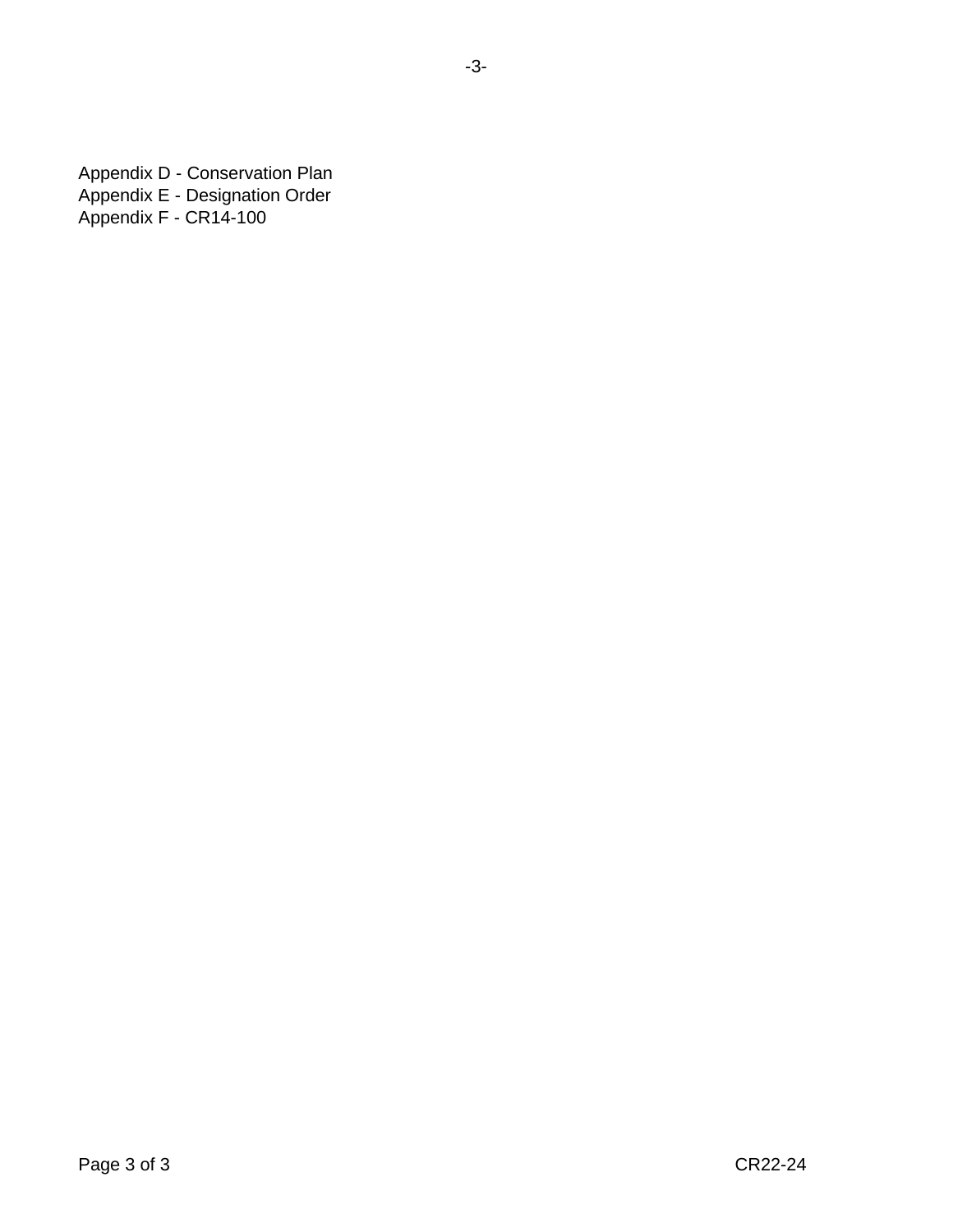Appendix D - Conservation Plan
Appendix E - Designation Order
Appendix F - CR14-100